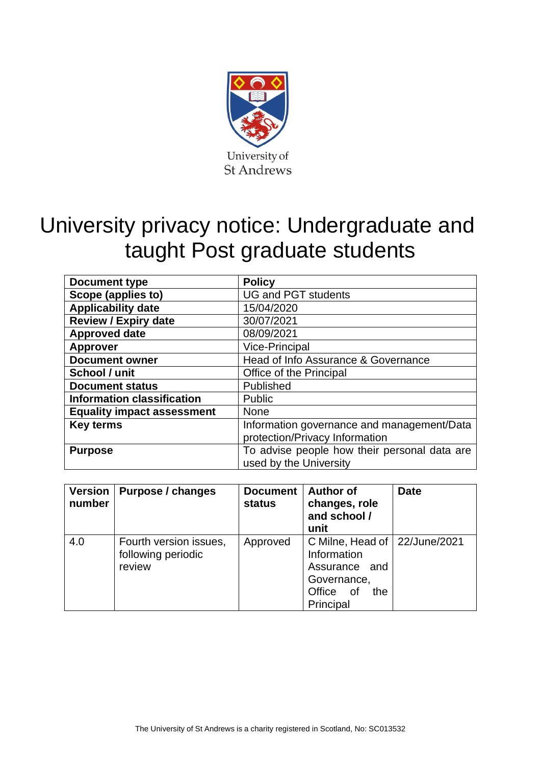University of St Andrews

# University privacy notice: Undergraduate and taught Post graduate students

| **Document type** | **Policy** |
|---|---|
| **Scope (applies to)** | UG and PGT students |
| **Applicability date** | 15/04/2020 |
| **Review / Expiry date** | 30/07/2021 |
| **Approved date** | 08/09/2021 |
| **Approver** | Vice-Principal |
| **Document owner** | Head of Info Assurance & Governance |
| **School / unit** | Office of the Principal |
| **Document status** | Published |
| **Information classification** | Public |
| **Equality impact assessment** | None |
| **Key terms** | Information governance and management/Data protection/Privacy Information |
| **Purpose** | To advise people how their personal data are used by the University |

| **Version number** | **Purpose / changes** | **Document status** | **Author of changes, role and school / unit** | **Date** |
|---|---|---|---|---|
| 4.0 | Fourth version issues, following periodic review | Approved | C Milne, Head of Information Assurance and Governance, Office of the Principal | 22/June/2021 |

The University of St Andrews is a charity registered in Scotland, No: SC013532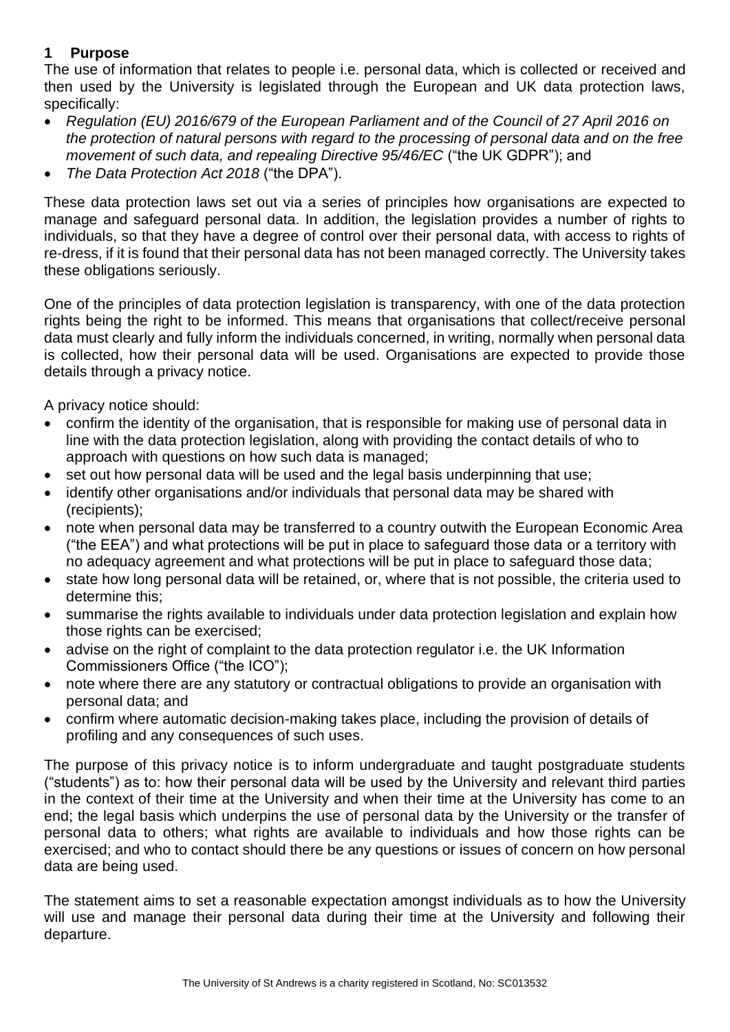## 1 Purpose

The use of information that relates to people i.e. personal data, which is collected or received and then used by the University is legislated through the European and UK data protection laws, specifically:

- *Regulation (EU) 2016/679 of the European Parliament and of the Council of 27 April 2016 on the protection of natural persons with regard to the processing of personal data and on the free movement of such data, and repealing Directive 95/46/EC* ("the UK GDPR"); and
- *The Data Protection Act 2018* ("the DPA").

These data protection laws set out via a series of principles how organisations are expected to manage and safeguard personal data. In addition, the legislation provides a number of rights to individuals, so that they have a degree of control over their personal data, with access to rights of re-dress, if it is found that their personal data has not been managed correctly. The University takes these obligations seriously.

One of the principles of data protection legislation is transparency, with one of the data protection rights being the right to be informed. This means that organisations that collect/receive personal data must clearly and fully inform the individuals concerned, in writing, normally when personal data is collected, how their personal data will be used. Organisations are expected to provide those details through a privacy notice.

A privacy notice should:

- confirm the identity of the organisation, that is responsible for making use of personal data in line with the data protection legislation, along with providing the contact details of who to approach with questions on how such data is managed;
- set out how personal data will be used and the legal basis underpinning that use;
- identify other organisations and/or individuals that personal data may be shared with (recipients);
- note when personal data may be transferred to a country outwith the European Economic Area ("the EEA") and what protections will be put in place to safeguard those data or a territory with no adequacy agreement and what protections will be put in place to safeguard those data;
- state how long personal data will be retained, or, where that is not possible, the criteria used to determine this;
- summarise the rights available to individuals under data protection legislation and explain how those rights can be exercised;
- advise on the right of complaint to the data protection regulator i.e. the UK Information Commissioners Office ("the ICO");
- note where there are any statutory or contractual obligations to provide an organisation with personal data; and
- confirm where automatic decision-making takes place, including the provision of details of profiling and any consequences of such uses.

The purpose of this privacy notice is to inform undergraduate and taught postgraduate students ("students") as to: how their personal data will be used by the University and relevant third parties in the context of their time at the University and when their time at the University has come to an end; the legal basis which underpins the use of personal data by the University or the transfer of personal data to others; what rights are available to individuals and how those rights can be exercised; and who to contact should there be any questions or issues of concern on how personal data are being used.

The statement aims to set a reasonable expectation amongst individuals as to how the University will use and manage their personal data during their time at the University and following their departure.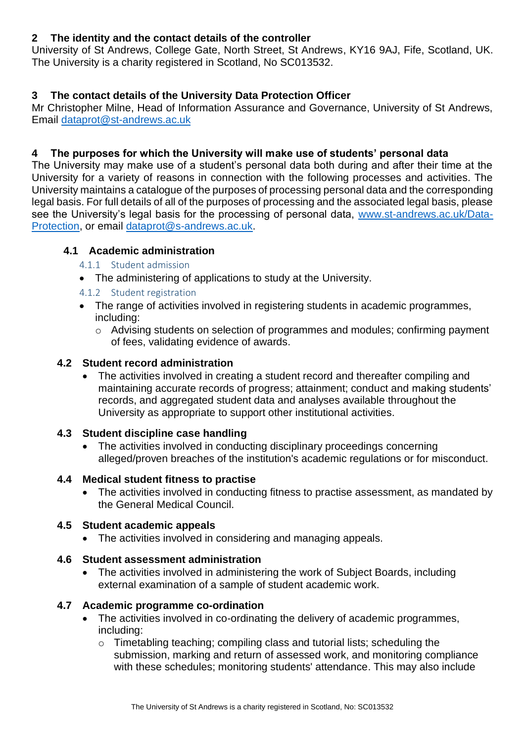## 2 The identity and the contact details of the controller

University of St Andrews, College Gate, North Street, St Andrews, KY16 9AJ, Fife, Scotland, UK. The University is a charity registered in Scotland, No SC013532.

## 3 The contact details of the University Data Protection Officer

Mr Christopher Milne, Head of Information Assurance and Governance, University of St Andrews, Email [dataprot@st-andrews.ac.uk](mailto:dataprot@st-andrews.ac.uk)

## 4 The purposes for which the University will make use of students' personal data

The University may make use of a student's personal data both during and after their time at the University for a variety of reasons in connection with the following processes and activities. The University maintains a catalogue of the purposes of processing personal data and the corresponding legal basis. For full details of all of the purposes of processing and the associated legal basis, please see the University's legal basis for the processing of personal data, [www.st-andrews.ac.uk/Data-Protection](http://www.st-andrews.ac.uk/Data-Protection), or email [dataprot@s-andrews.ac.uk](mailto:dataprot@s-andrews.ac.uk).

### 4.1 Academic administration

#### 4.1.1 Student admission

- The administering of applications to study at the University.

#### 4.1.2 Student registration

- The range of activities involved in registering students in academic programmes, including:
  - Advising students on selection of programmes and modules; confirming payment of fees, validating evidence of awards.

### 4.2 Student record administration

- The activities involved in creating a student record and thereafter compiling and maintaining accurate records of progress; attainment; conduct and making students' records, and aggregated student data and analyses available throughout the University as appropriate to support other institutional activities.

### 4.3 Student discipline case handling

- The activities involved in conducting disciplinary proceedings concerning alleged/proven breaches of the institution's academic regulations or for misconduct.

### 4.4 Medical student fitness to practise

- The activities involved in conducting fitness to practise assessment, as mandated by the General Medical Council.

### 4.5 Student academic appeals

- The activities involved in considering and managing appeals.

### 4.6 Student assessment administration

- The activities involved in administering the work of Subject Boards, including external examination of a sample of student academic work.

### 4.7 Academic programme co-ordination

- The activities involved in co-ordinating the delivery of academic programmes, including:
  - Timetabling teaching; compiling class and tutorial lists; scheduling the submission, marking and return of assessed work, and monitoring compliance with these schedules; monitoring students' attendance. This may also include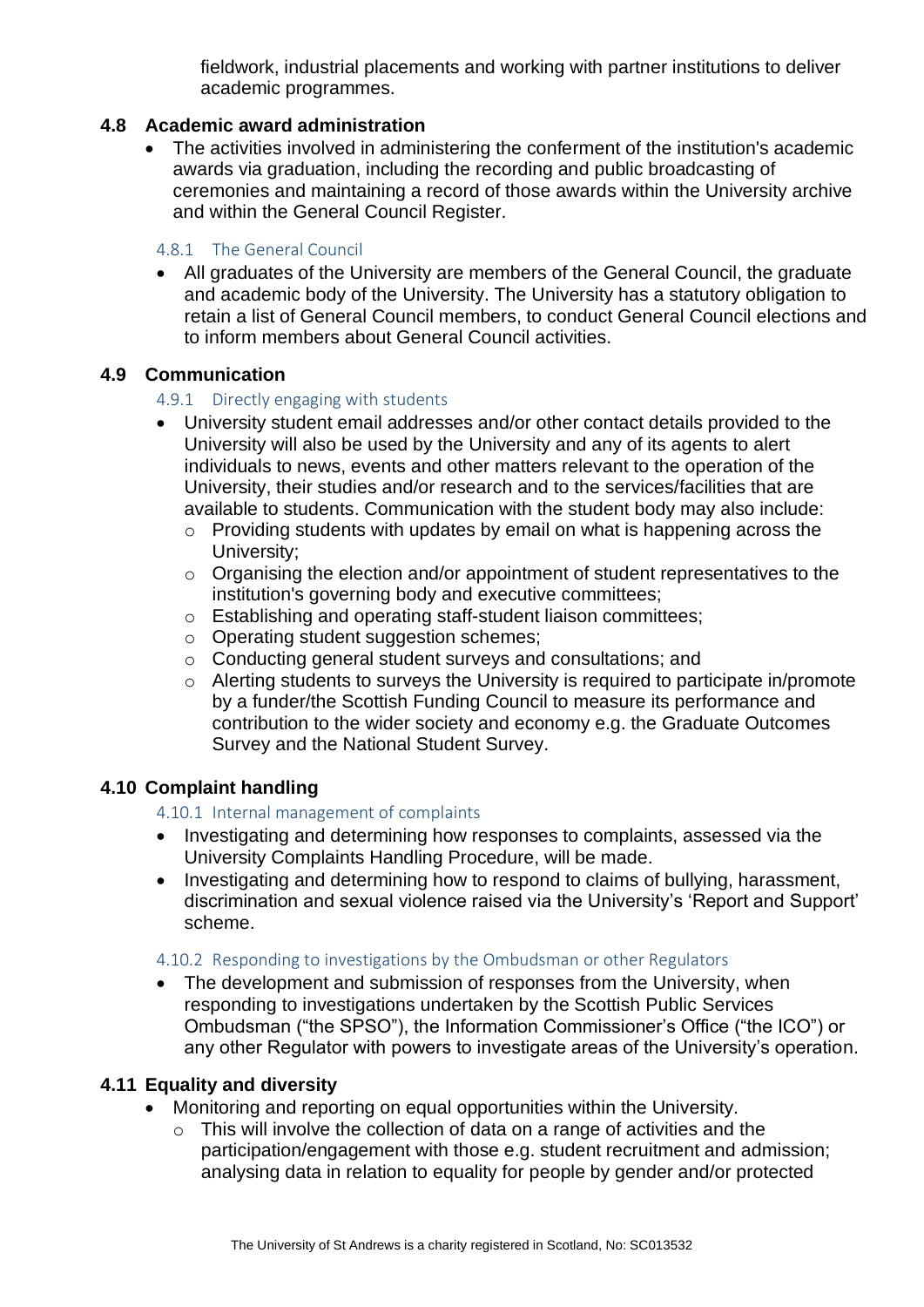fieldwork, industrial placements and working with partner institutions to deliver academic programmes.

### 4.8 Academic award administration

- The activities involved in administering the conferment of the institution's academic awards via graduation, including the recording and public broadcasting of ceremonies and maintaining a record of those awards within the University archive and within the General Council Register.

#### 4.8.1 The General Council

- All graduates of the University are members of the General Council, the graduate and academic body of the University. The University has a statutory obligation to retain a list of General Council members, to conduct General Council elections and to inform members about General Council activities.

### 4.9 Communication

#### 4.9.1 Directly engaging with students

- University student email addresses and/or other contact details provided to the University will also be used by the University and any of its agents to alert individuals to news, events and other matters relevant to the operation of the University, their studies and/or research and to the services/facilities that are available to students. Communication with the student body may also include:
  - Providing students with updates by email on what is happening across the University;
  - Organising the election and/or appointment of student representatives to the institution's governing body and executive committees;
  - Establishing and operating staff-student liaison committees;
  - Operating student suggestion schemes;
  - Conducting general student surveys and consultations; and
  - Alerting students to surveys the University is required to participate in/promote by a funder/the Scottish Funding Council to measure its performance and contribution to the wider society and economy e.g. the Graduate Outcomes Survey and the National Student Survey.

### 4.10 Complaint handling

#### 4.10.1 Internal management of complaints

- Investigating and determining how responses to complaints, assessed via the University Complaints Handling Procedure, will be made.
- Investigating and determining how to respond to claims of bullying, harassment, discrimination and sexual violence raised via the University's 'Report and Support' scheme.

#### 4.10.2 Responding to investigations by the Ombudsman or other Regulators

- The development and submission of responses from the University, when responding to investigations undertaken by the Scottish Public Services Ombudsman ("the SPSO"), the Information Commissioner's Office ("the ICO") or any other Regulator with powers to investigate areas of the University's operation.

### 4.11 Equality and diversity

- Monitoring and reporting on equal opportunities within the University.
  - This will involve the collection of data on a range of activities and the participation/engagement with those e.g. student recruitment and admission; analysing data in relation to equality for people by gender and/or protected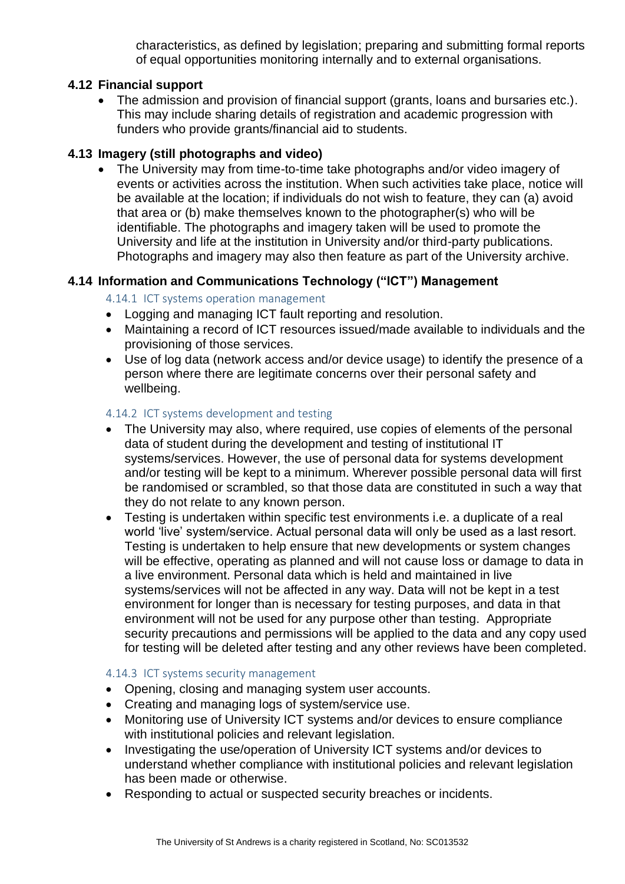characteristics, as defined by legislation; preparing and submitting formal reports of equal opportunities monitoring internally and to external organisations.

### 4.12 Financial support

- The admission and provision of financial support (grants, loans and bursaries etc.). This may include sharing details of registration and academic progression with funders who provide grants/financial aid to students.

### 4.13 Imagery (still photographs and video)

- The University may from time-to-time take photographs and/or video imagery of events or activities across the institution. When such activities take place, notice will be available at the location; if individuals do not wish to feature, they can (a) avoid that area or (b) make themselves known to the photographer(s) who will be identifiable. The photographs and imagery taken will be used to promote the University and life at the institution in University and/or third-party publications. Photographs and imagery may also then feature as part of the University archive.

### 4.14 Information and Communications Technology ("ICT") Management

#### 4.14.1 ICT systems operation management

- Logging and managing ICT fault reporting and resolution.
- Maintaining a record of ICT resources issued/made available to individuals and the provisioning of those services.
- Use of log data (network access and/or device usage) to identify the presence of a person where there are legitimate concerns over their personal safety and wellbeing.

#### 4.14.2 ICT systems development and testing

- The University may also, where required, use copies of elements of the personal data of student during the development and testing of institutional IT systems/services. However, the use of personal data for systems development and/or testing will be kept to a minimum. Wherever possible personal data will first be randomised or scrambled, so that those data are constituted in such a way that they do not relate to any known person.
- Testing is undertaken within specific test environments i.e. a duplicate of a real world 'live' system/service. Actual personal data will only be used as a last resort. Testing is undertaken to help ensure that new developments or system changes will be effective, operating as planned and will not cause loss or damage to data in a live environment. Personal data which is held and maintained in live systems/services will not be affected in any way. Data will not be kept in a test environment for longer than is necessary for testing purposes, and data in that environment will not be used for any purpose other than testing. Appropriate security precautions and permissions will be applied to the data and any copy used for testing will be deleted after testing and any other reviews have been completed.

#### 4.14.3 ICT systems security management

- Opening, closing and managing system user accounts.
- Creating and managing logs of system/service use.
- Monitoring use of University ICT systems and/or devices to ensure compliance with institutional policies and relevant legislation.
- Investigating the use/operation of University ICT systems and/or devices to understand whether compliance with institutional policies and relevant legislation has been made or otherwise.
- Responding to actual or suspected security breaches or incidents.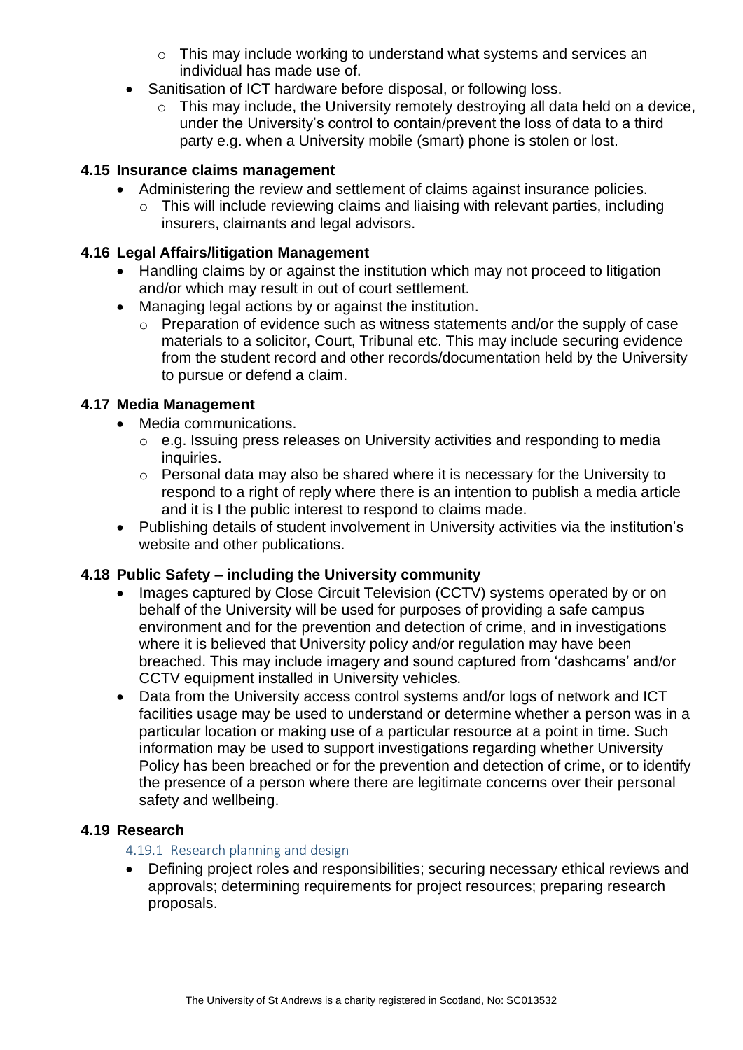- This may include working to understand what systems and services an individual has made use of.
- Sanitisation of ICT hardware before disposal, or following loss.
    - This may include, the University remotely destroying all data held on a device, under the University's control to contain/prevent the loss of data to a third party e.g. when a University mobile (smart) phone is stolen or lost.

### 4.15 Insurance claims management

- Administering the review and settlement of claims against insurance policies.
    - This will include reviewing claims and liaising with relevant parties, including insurers, claimants and legal advisors.

### 4.16 Legal Affairs/litigation Management

- Handling claims by or against the institution which may not proceed to litigation and/or which may result in out of court settlement.
- Managing legal actions by or against the institution.
    - Preparation of evidence such as witness statements and/or the supply of case materials to a solicitor, Court, Tribunal etc. This may include securing evidence from the student record and other records/documentation held by the University to pursue or defend a claim.

### 4.17 Media Management

- Media communications.
    - e.g. Issuing press releases on University activities and responding to media inquiries.
    - Personal data may also be shared where it is necessary for the University to respond to a right of reply where there is an intention to publish a media article and it is I the public interest to respond to claims made.
- Publishing details of student involvement in University activities via the institution's website and other publications.

### 4.18 Public Safety – including the University community

- Images captured by Close Circuit Television (CCTV) systems operated by or on behalf of the University will be used for purposes of providing a safe campus environment and for the prevention and detection of crime, and in investigations where it is believed that University policy and/or regulation may have been breached. This may include imagery and sound captured from 'dashcams' and/or CCTV equipment installed in University vehicles.
- Data from the University access control systems and/or logs of network and ICT facilities usage may be used to understand or determine whether a person was in a particular location or making use of a particular resource at a point in time. Such information may be used to support investigations regarding whether University Policy has been breached or for the prevention and detection of crime, or to identify the presence of a person where there are legitimate concerns over their personal safety and wellbeing.

### 4.19 Research

#### 4.19.1 Research planning and design

- Defining project roles and responsibilities; securing necessary ethical reviews and approvals; determining requirements for project resources; preparing research proposals.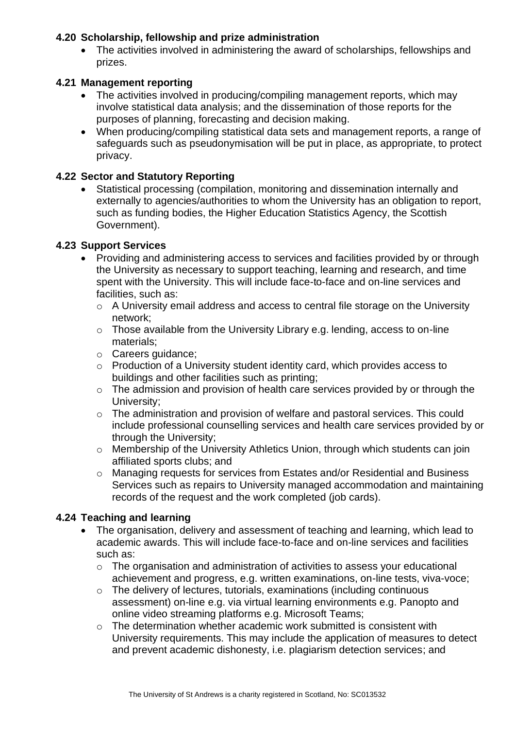### 4.20 Scholarship, fellowship and prize administration

- The activities involved in administering the award of scholarships, fellowships and prizes.

### 4.21 Management reporting

- The activities involved in producing/compiling management reports, which may involve statistical data analysis; and the dissemination of those reports for the purposes of planning, forecasting and decision making.
- When producing/compiling statistical data sets and management reports, a range of safeguards such as pseudonymisation will be put in place, as appropriate, to protect privacy.

### 4.22 Sector and Statutory Reporting

- Statistical processing (compilation, monitoring and dissemination internally and externally to agencies/authorities to whom the University has an obligation to report, such as funding bodies, the Higher Education Statistics Agency, the Scottish Government).

### 4.23 Support Services

- Providing and administering access to services and facilities provided by or through the University as necessary to support teaching, learning and research, and time spent with the University. This will include face-to-face and on-line services and facilities, such as:
  - A University email address and access to central file storage on the University network;
  - Those available from the University Library e.g. lending, access to on-line materials;
  - Careers guidance;
  - Production of a University student identity card, which provides access to buildings and other facilities such as printing;
  - The admission and provision of health care services provided by or through the University;
  - The administration and provision of welfare and pastoral services. This could include professional counselling services and health care services provided by or through the University;
  - Membership of the University Athletics Union, through which students can join affiliated sports clubs; and
  - Managing requests for services from Estates and/or Residential and Business Services such as repairs to University managed accommodation and maintaining records of the request and the work completed (job cards).

### 4.24 Teaching and learning

- The organisation, delivery and assessment of teaching and learning, which lead to academic awards. This will include face-to-face and on-line services and facilities such as:
  - The organisation and administration of activities to assess your educational achievement and progress, e.g. written examinations, on-line tests, viva-voce;
  - The delivery of lectures, tutorials, examinations (including continuous assessment) on-line e.g. via virtual learning environments e.g. Panopto and online video streaming platforms e.g. Microsoft Teams;
  - The determination whether academic work submitted is consistent with University requirements. This may include the application of measures to detect and prevent academic dishonesty, i.e. plagiarism detection services; and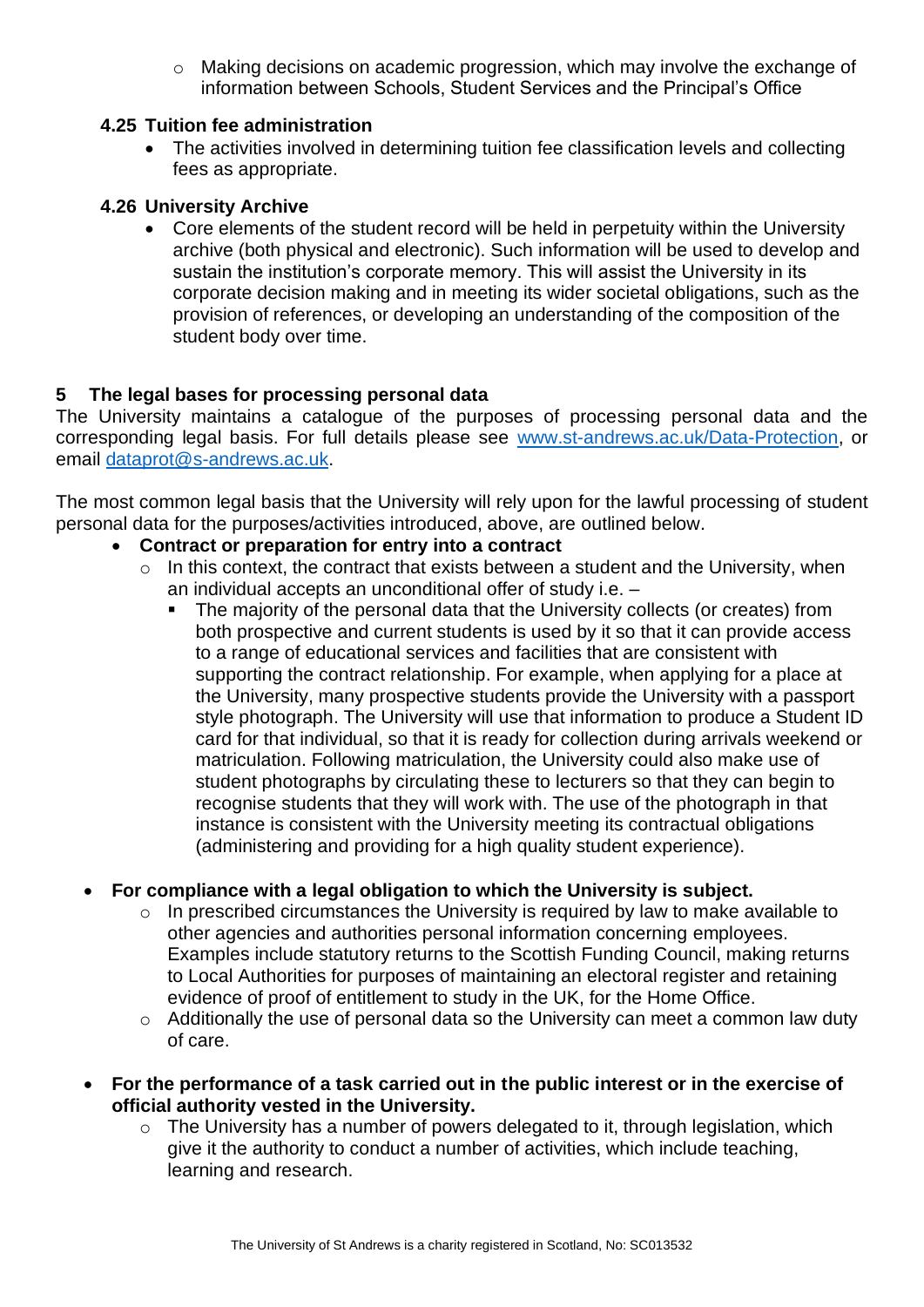- Making decisions on academic progression, which may involve the exchange of information between Schools, Student Services and the Principal's Office

### 4.25 Tuition fee administration

- The activities involved in determining tuition fee classification levels and collecting fees as appropriate.

### 4.26 University Archive

- Core elements of the student record will be held in perpetuity within the University archive (both physical and electronic). Such information will be used to develop and sustain the institution's corporate memory. This will assist the University in its corporate decision making and in meeting its wider societal obligations, such as the provision of references, or developing an understanding of the composition of the student body over time.

## 5 The legal bases for processing personal data

The University maintains a catalogue of the purposes of processing personal data and the corresponding legal basis. For full details please see [www.st-andrews.ac.uk/Data-Protection](www.st-andrews.ac.uk/Data-Protection), or email [dataprot@s-andrews.ac.uk](mailto:dataprot@s-andrews.ac.uk).

The most common legal basis that the University will rely upon for the lawful processing of student personal data for the purposes/activities introduced, above, are outlined below.

- **Contract or preparation for entry into a contract**
  - In this context, the contract that exists between a student and the University, when an individual accepts an unconditional offer of study i.e. –
    - The majority of the personal data that the University collects (or creates) from both prospective and current students is used by it so that it can provide access to a range of educational services and facilities that are consistent with supporting the contract relationship. For example, when applying for a place at the University, many prospective students provide the University with a passport style photograph. The University will use that information to produce a Student ID card for that individual, so that it is ready for collection during arrivals weekend or matriculation. Following matriculation, the University could also make use of student photographs by circulating these to lecturers so that they can begin to recognise students that they will work with. The use of the photograph in that instance is consistent with the University meeting its contractual obligations (administering and providing for a high quality student experience).

- **For compliance with a legal obligation to which the University is subject.**
  - In prescribed circumstances the University is required by law to make available to other agencies and authorities personal information concerning employees. Examples include statutory returns to the Scottish Funding Council, making returns to Local Authorities for purposes of maintaining an electoral register and retaining evidence of proof of entitlement to study in the UK, for the Home Office.
  - Additionally the use of personal data so the University can meet a common law duty of care.

- **For the performance of a task carried out in the public interest or in the exercise of official authority vested in the University.**
  - The University has a number of powers delegated to it, through legislation, which give it the authority to conduct a number of activities, which include teaching, learning and research.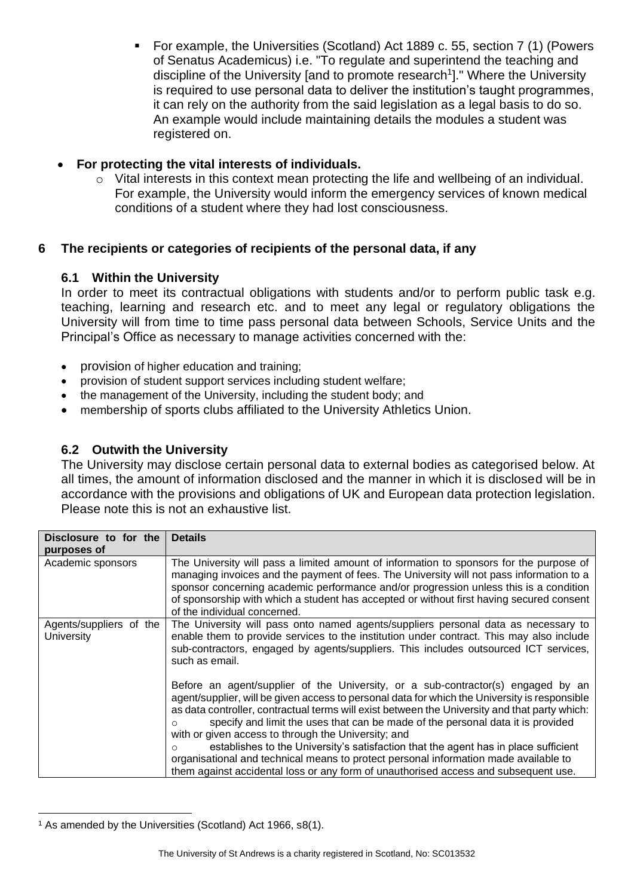- For example, the Universities (Scotland) Act 1889 c. 55, section 7 (1) (Powers of Senatus Academicus) i.e. "To regulate and superintend the teaching and discipline of the University [and to promote research[1]]." Where the University is required to use personal data to deliver the institution's taught programmes, it can rely on the authority from the said legislation as a legal basis to do so. An example would include maintaining details the modules a student was registered on.

- **For protecting the vital interests of individuals.**
  - Vital interests in this context mean protecting the life and wellbeing of an individual. For example, the University would inform the emergency services of known medical conditions of a student where they had lost consciousness.

## 6 The recipients or categories of recipients of the personal data, if any

### 6.1 Within the University

In order to meet its contractual obligations with students and/or to perform public task e.g. teaching, learning and research etc. and to meet any legal or regulatory obligations the University will from time to time pass personal data between Schools, Service Units and the Principal's Office as necessary to manage activities concerned with the:

- provision of higher education and training;
- provision of student support services including student welfare;
- the management of the University, including the student body; and
- membership of sports clubs affiliated to the University Athletics Union.

### 6.2 Outwith the University

The University may disclose certain personal data to external bodies as categorised below. At all times, the amount of information disclosed and the manner in which it is disclosed will be in accordance with the provisions and obligations of UK and European data protection legislation. Please note this is not an exhaustive list.

| Disclosure to for the purposes of | Details |
|---|---|
| Academic sponsors | The University will pass a limited amount of information to sponsors for the purpose of managing invoices and the payment of fees. The University will not pass information to a sponsor concerning academic performance and/or progression unless this is a condition of sponsorship with which a student has accepted or without first having secured consent of the individual concerned. |
| Agents/suppliers of the University | The University will pass onto named agents/suppliers personal data as necessary to enable them to provide services to the institution under contract. This may also include sub-contractors, engaged by agents/suppliers. This includes outsourced ICT services, such as email.<br><br>Before an agent/supplier of the University, or a sub-contractor(s) engaged by an agent/supplier, will be given access to personal data for which the University is responsible as data controller, contractual terms will exist between the University and that party which:<br>o specify and limit the uses that can be made of the personal data it is provided with or given access to through the University; and<br>o establishes to the University's satisfaction that the agent has in place sufficient organisational and technical means to protect personal information made available to them against accidental loss or any form of unauthorised access and subsequent use. |

[1] As amended by the Universities (Scotland) Act 1966, s8(1).

The University of St Andrews is a charity registered in Scotland, No: SC013532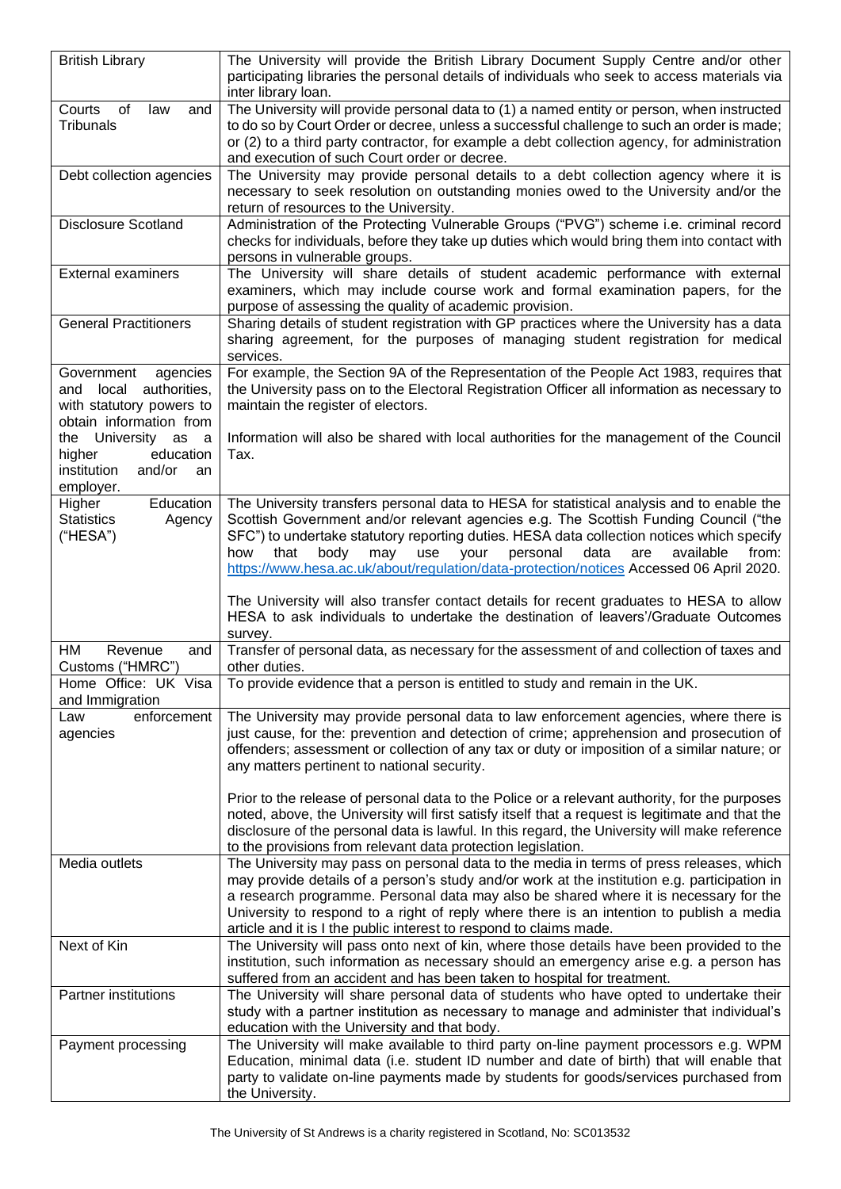| British Library | The University will provide the British Library Document Supply Centre and/or other participating libraries the personal details of individuals who seek to access materials via inter library loan. |
|---|---|
| Courts of law and Tribunals | The University will provide personal data to (1) a named entity or person, when instructed to do so by Court Order or decree, unless a successful challenge to such an order is made; or (2) to a third party contractor, for example a debt collection agency, for administration and execution of such Court order or decree. |
| Debt collection agencies | The University may provide personal details to a debt collection agency where it is necessary to seek resolution on outstanding monies owed to the University and/or the return of resources to the University. |
| Disclosure Scotland | Administration of the Protecting Vulnerable Groups ("PVG") scheme i.e. criminal record checks for individuals, before they take up duties which would bring them into contact with persons in vulnerable groups. |
| External examiners | The University will share details of student academic performance with external examiners, which may include course work and formal examination papers, for the purpose of assessing the quality of academic provision. |
| General Practitioners | Sharing details of student registration with GP practices where the University has a data sharing agreement, for the purposes of managing student registration for medical services. |
| Government agencies and local authorities, with statutory powers to obtain information from the University as a higher education institution and/or an employer. | For example, the Section 9A of the Representation of the People Act 1983, requires that the University pass on to the Electoral Registration Officer all information as necessary to maintain the register of electors.<br><br>Information will also be shared with local authorities for the management of the Council Tax. |
| Higher Education Statistics Agency ("HESA") | The University transfers personal data to HESA for statistical analysis and to enable the Scottish Government and/or relevant agencies e.g. The Scottish Funding Council ("the SFC") to undertake statutory reporting duties. HESA data collection notices which specify how that body may use your personal data are available from: https://www.hesa.ac.uk/about/regulation/data-protection/notices Accessed 06 April 2020.<br><br>The University will also transfer contact details for recent graduates to HESA to allow HESA to ask individuals to undertake the destination of leavers'/Graduate Outcomes survey. |
| HM Revenue and Customs ("HMRC") | Transfer of personal data, as necessary for the assessment of and collection of taxes and other duties. |
| Home Office: UK Visa and Immigration | To provide evidence that a person is entitled to study and remain in the UK. |
| Law enforcement agencies | The University may provide personal data to law enforcement agencies, where there is just cause, for the: prevention and detection of crime; apprehension and prosecution of offenders; assessment or collection of any tax or duty or imposition of a similar nature; or any matters pertinent to national security.<br><br>Prior to the release of personal data to the Police or a relevant authority, for the purposes noted, above, the University will first satisfy itself that a request is legitimate and that the disclosure of the personal data is lawful. In this regard, the University will make reference to the provisions from relevant data protection legislation. |
| Media outlets | The University may pass on personal data to the media in terms of press releases, which may provide details of a person's study and/or work at the institution e.g. participation in a research programme. Personal data may also be shared where it is necessary for the University to respond to a right of reply where there is an intention to publish a media article and it is I the public interest to respond to claims made. |
| Next of Kin | The University will pass onto next of kin, where those details have been provided to the institution, such information as necessary should an emergency arise e.g. a person has suffered from an accident and has been taken to hospital for treatment. |
| Partner institutions | The University will share personal data of students who have opted to undertake their study with a partner institution as necessary to manage and administer that individual's education with the University and that body. |
| Payment processing | The University will make available to third party on-line payment processors e.g. WPM Education, minimal data (i.e. student ID number and date of birth) that will enable that party to validate on-line payments made by students for goods/services purchased from the University. |

The University of St Andrews is a charity registered in Scotland, No: SC013532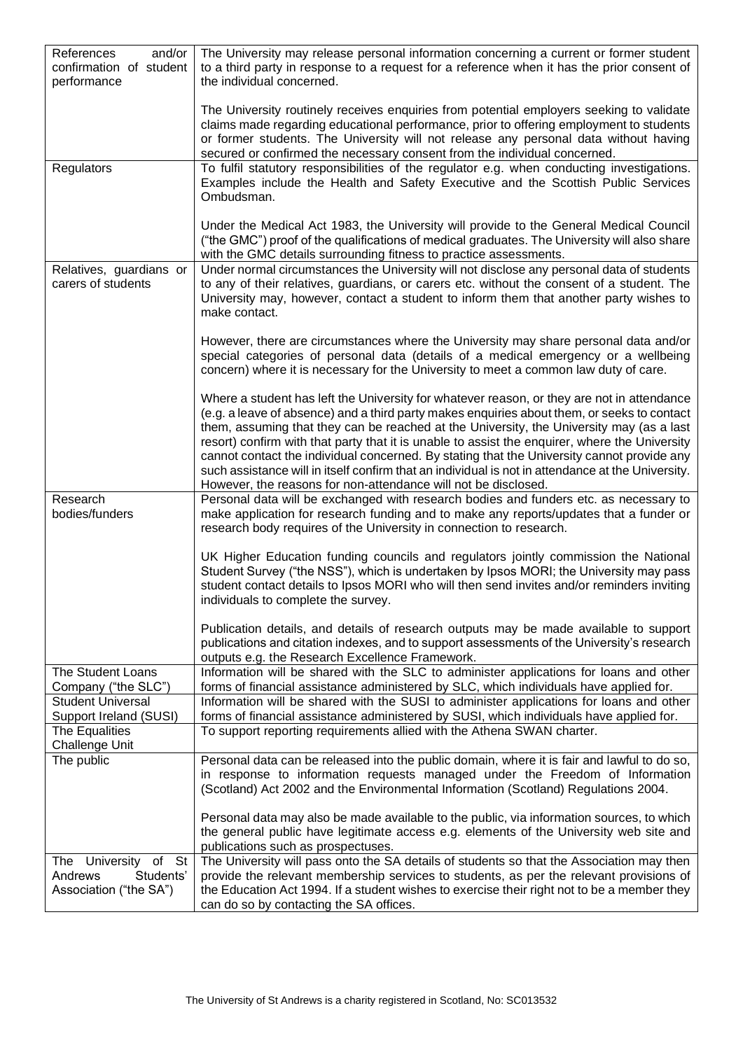| | |
|---|---|
| References and/or confirmation of student performance | The University may release personal information concerning a current or former student to a third party in response to a request for a reference when it has the prior consent of the individual concerned.<br><br>The University routinely receives enquiries from potential employers seeking to validate claims made regarding educational performance, prior to offering employment to students or former students. The University will not release any personal data without having secured or confirmed the necessary consent from the individual concerned. |
| Regulators | To fulfil statutory responsibilities of the regulator e.g. when conducting investigations. Examples include the Health and Safety Executive and the Scottish Public Services Ombudsman.<br><br>Under the Medical Act 1983, the University will provide to the General Medical Council ("the GMC") proof of the qualifications of medical graduates. The University will also share with the GMC details surrounding fitness to practice assessments. |
| Relatives, guardians or carers of students | Under normal circumstances the University will not disclose any personal data of students to any of their relatives, guardians, or carers etc. without the consent of a student. The University may, however, contact a student to inform them that another party wishes to make contact.<br><br>However, there are circumstances where the University may share personal data and/or special categories of personal data (details of a medical emergency or a wellbeing concern) where it is necessary for the University to meet a common law duty of care.<br><br>Where a student has left the University for whatever reason, or they are not in attendance (e.g. a leave of absence) and a third party makes enquiries about them, or seeks to contact them, assuming that they can be reached at the University, the University may (as a last resort) confirm with that party that it is unable to assist the enquirer, where the University cannot contact the individual concerned. By stating that the University cannot provide any such assistance will in itself confirm that an individual is not in attendance at the University. However, the reasons for non-attendance will not be disclosed. |
| Research bodies/funders | Personal data will be exchanged with research bodies and funders etc. as necessary to make application for research funding and to make any reports/updates that a funder or research body requires of the University in connection to research.<br><br>UK Higher Education funding councils and regulators jointly commission the National Student Survey ("the NSS"), which is undertaken by Ipsos MORI; the University may pass student contact details to Ipsos MORI who will then send invites and/or reminders inviting individuals to complete the survey.<br><br>Publication details, and details of research outputs may be made available to support publications and citation indexes, and to support assessments of the University's research outputs e.g. the Research Excellence Framework. |
| The Student Loans Company ("the SLC") | Information will be shared with the SLC to administer applications for loans and other forms of financial assistance administered by SLC, which individuals have applied for. |
| Student Universal Support Ireland (SUSI) | Information will be shared with the SUSI to administer applications for loans and other forms of financial assistance administered by SUSI, which individuals have applied for. |
| The Equalities Challenge Unit | To support reporting requirements allied with the Athena SWAN charter. |
| The public | Personal data can be released into the public domain, where it is fair and lawful to do so, in response to information requests managed under the Freedom of Information (Scotland) Act 2002 and the Environmental Information (Scotland) Regulations 2004.<br><br>Personal data may also be made available to the public, via information sources, to which the general public have legitimate access e.g. elements of the University web site and publications such as prospectuses. |
| The University of St Andrews Students' Association ("the SA") | The University will pass onto the SA details of students so that the Association may then provide the relevant membership services to students, as per the relevant provisions of the Education Act 1994. If a student wishes to exercise their right not to be a member they can do so by contacting the SA offices. |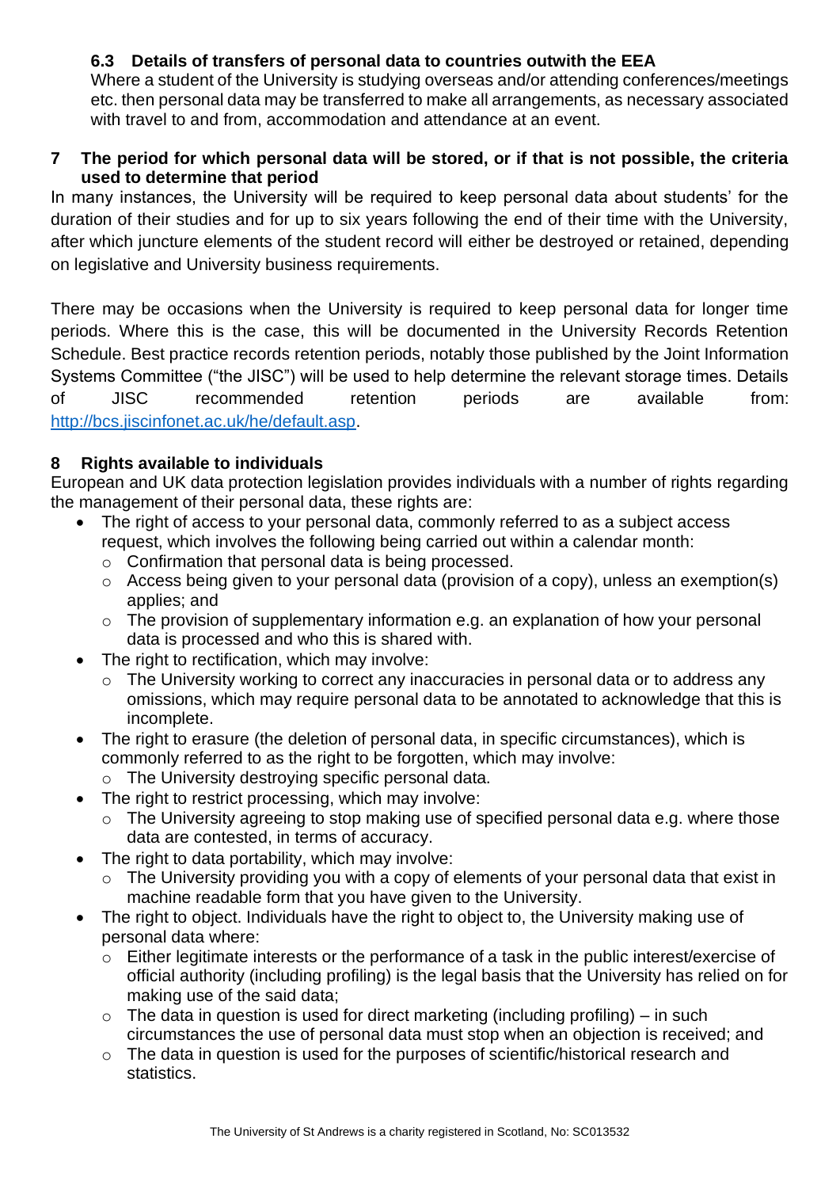### 6.3 Details of transfers of personal data to countries outwith the EEA

Where a student of the University is studying overseas and/or attending conferences/meetings etc. then personal data may be transferred to make all arrangements, as necessary associated with travel to and from, accommodation and attendance at an event.

## 7 The period for which personal data will be stored, or if that is not possible, the criteria used to determine that period

In many instances, the University will be required to keep personal data about students' for the duration of their studies and for up to six years following the end of their time with the University, after which juncture elements of the student record will either be destroyed or retained, depending on legislative and University business requirements.

There may be occasions when the University is required to keep personal data for longer time periods. Where this is the case, this will be documented in the University Records Retention Schedule. Best practice records retention periods, notably those published by the Joint Information Systems Committee ("the JISC") will be used to help determine the relevant storage times. Details of JISC recommended retention periods are available from: [http://bcs.jiscinfonet.ac.uk/he/default.asp](http://bcs.jiscinfonet.ac.uk/he/default.asp).

## 8 Rights available to individuals

European and UK data protection legislation provides individuals with a number of rights regarding the management of their personal data, these rights are:

- The right of access to your personal data, commonly referred to as a subject access request, which involves the following being carried out within a calendar month:
  - Confirmation that personal data is being processed.
  - Access being given to your personal data (provision of a copy), unless an exemption(s) applies; and
  - The provision of supplementary information e.g. an explanation of how your personal data is processed and who this is shared with.
- The right to rectification, which may involve:
  - The University working to correct any inaccuracies in personal data or to address any omissions, which may require personal data to be annotated to acknowledge that this is incomplete.
- The right to erasure (the deletion of personal data, in specific circumstances), which is commonly referred to as the right to be forgotten, which may involve:
  - The University destroying specific personal data.
- The right to restrict processing, which may involve:
  - The University agreeing to stop making use of specified personal data e.g. where those data are contested, in terms of accuracy.
- The right to data portability, which may involve:
  - The University providing you with a copy of elements of your personal data that exist in machine readable form that you have given to the University.
- The right to object. Individuals have the right to object to, the University making use of personal data where:
  - Either legitimate interests or the performance of a task in the public interest/exercise of official authority (including profiling) is the legal basis that the University has relied on for making use of the said data;
  - The data in question is used for direct marketing (including profiling) – in such circumstances the use of personal data must stop when an objection is received; and
  - The data in question is used for the purposes of scientific/historical research and statistics.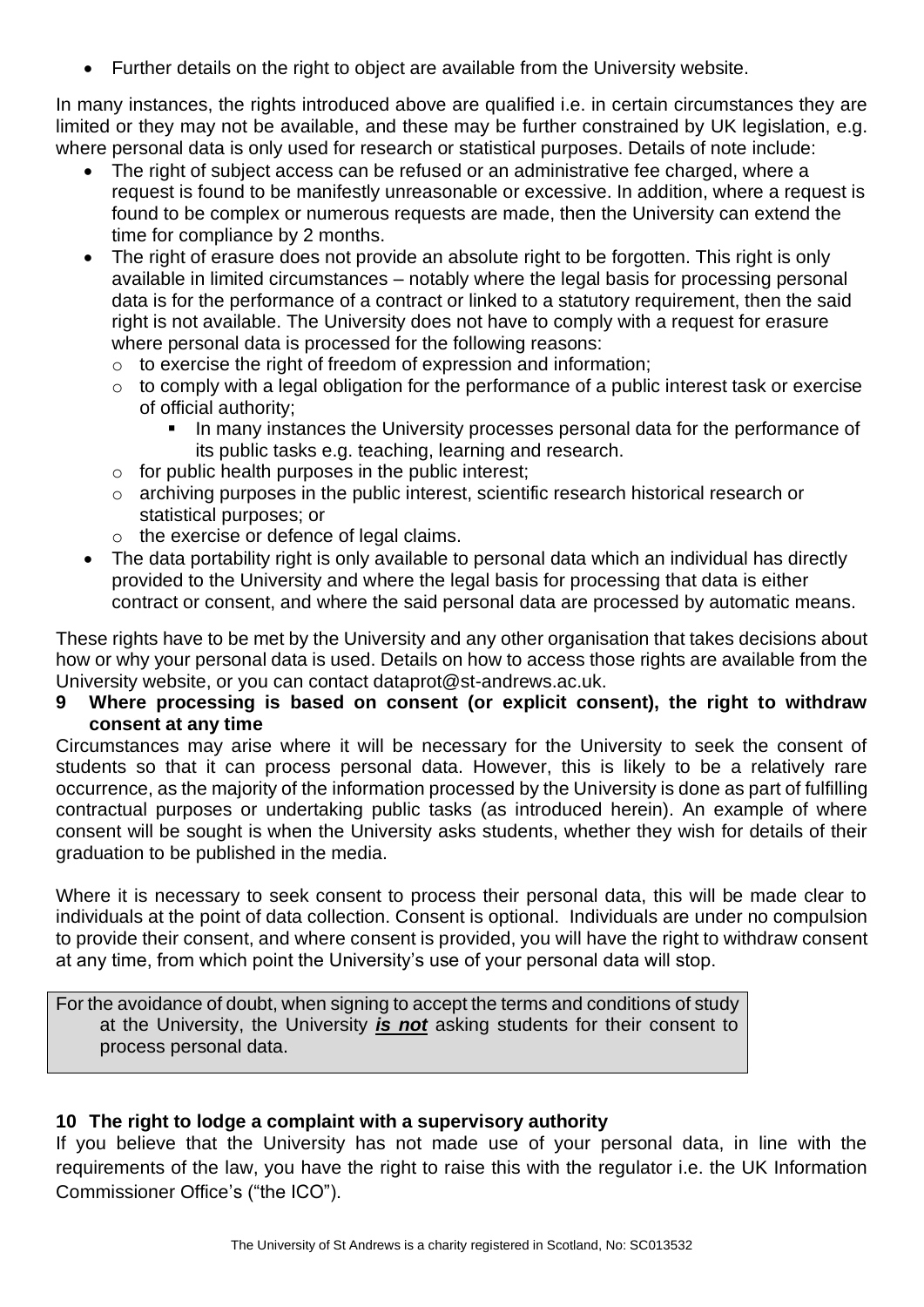- Further details on the right to object are available from the University website.

In many instances, the rights introduced above are qualified i.e. in certain circumstances they are limited or they may not be available, and these may be further constrained by UK legislation, e.g. where personal data is only used for research or statistical purposes. Details of note include:

- The right of subject access can be refused or an administrative fee charged, where a request is found to be manifestly unreasonable or excessive. In addition, where a request is found to be complex or numerous requests are made, then the University can extend the time for compliance by 2 months.
- The right of erasure does not provide an absolute right to be forgotten. This right is only available in limited circumstances – notably where the legal basis for processing personal data is for the performance of a contract or linked to a statutory requirement, then the said right is not available. The University does not have to comply with a request for erasure where personal data is processed for the following reasons:
    - to exercise the right of freedom of expression and information;
    - to comply with a legal obligation for the performance of a public interest task or exercise of official authority;
        - In many instances the University processes personal data for the performance of its public tasks e.g. teaching, learning and research.
    - for public health purposes in the public interest;
    - archiving purposes in the public interest, scientific research historical research or statistical purposes; or
    - the exercise or defence of legal claims.
- The data portability right is only available to personal data which an individual has directly provided to the University and where the legal basis for processing that data is either contract or consent, and where the said personal data are processed by automatic means.

These rights have to be met by the University and any other organisation that takes decisions about how or why your personal data is used. Details on how to access those rights are available from the University website, or you can contact dataprot@st-andrews.ac.uk.

## 9 Where processing is based on consent (or explicit consent), the right to withdraw consent at any time

Circumstances may arise where it will be necessary for the University to seek the consent of students so that it can process personal data. However, this is likely to be a relatively rare occurrence, as the majority of the information processed by the University is done as part of fulfilling contractual purposes or undertaking public tasks (as introduced herein). An example of where consent will be sought is when the University asks students, whether they wish for details of their graduation to be published in the media.

Where it is necessary to seek consent to process their personal data, this will be made clear to individuals at the point of data collection. Consent is optional. Individuals are under no compulsion to provide their consent, and where consent is provided, you will have the right to withdraw consent at any time, from which point the University's use of your personal data will stop.

> For the avoidance of doubt, when signing to accept the terms and conditions of study at the University, the University ***is not*** asking students for their consent to process personal data.

## 10 The right to lodge a complaint with a supervisory authority

If you believe that the University has not made use of your personal data, in line with the requirements of the law, you have the right to raise this with the regulator i.e. the UK Information Commissioner Office's ("the ICO").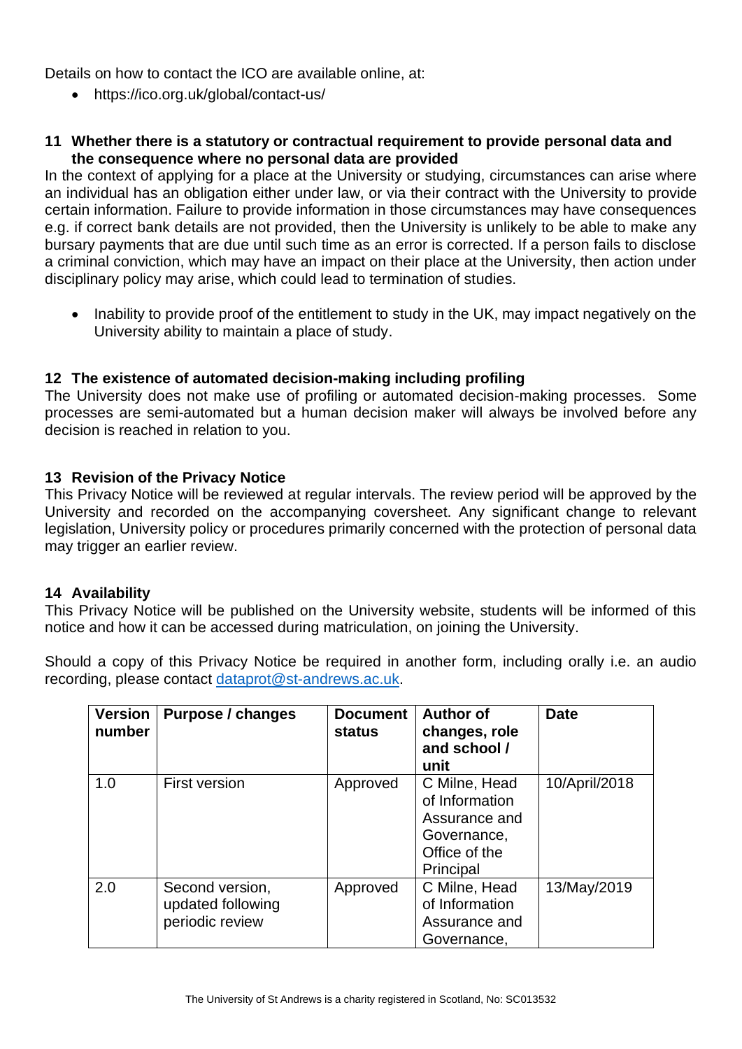Details on how to contact the ICO are available online, at:

- https://ico.org.uk/global/contact-us/

## 11 Whether there is a statutory or contractual requirement to provide personal data and the consequence where no personal data are provided

In the context of applying for a place at the University or studying, circumstances can arise where an individual has an obligation either under law, or via their contract with the University to provide certain information. Failure to provide information in those circumstances may have consequences e.g. if correct bank details are not provided, then the University is unlikely to be able to make any bursary payments that are due until such time as an error is corrected. If a person fails to disclose a criminal conviction, which may have an impact on their place at the University, then action under disciplinary policy may arise, which could lead to termination of studies.

- Inability to provide proof of the entitlement to study in the UK, may impact negatively on the University ability to maintain a place of study.

## 12 The existence of automated decision-making including profiling

The University does not make use of profiling or automated decision-making processes. Some processes are semi-automated but a human decision maker will always be involved before any decision is reached in relation to you.

## 13 Revision of the Privacy Notice

This Privacy Notice will be reviewed at regular intervals. The review period will be approved by the University and recorded on the accompanying coversheet. Any significant change to relevant legislation, University policy or procedures primarily concerned with the protection of personal data may trigger an earlier review.

## 14 Availability

This Privacy Notice will be published on the University website, students will be informed of this notice and how it can be accessed during matriculation, on joining the University.

Should a copy of this Privacy Notice be required in another form, including orally i.e. an audio recording, please contact dataprot@st-andrews.ac.uk.

| Version number | Purpose / changes | Document status | Author of changes, role and school / unit | Date |
|---|---|---|---|---|
| 1.0 | First version | Approved | C Milne, Head of Information Assurance and Governance, Office of the Principal | 10/April/2018 |
| 2.0 | Second version, updated following periodic review | Approved | C Milne, Head of Information Assurance and Governance, | 13/May/2019 |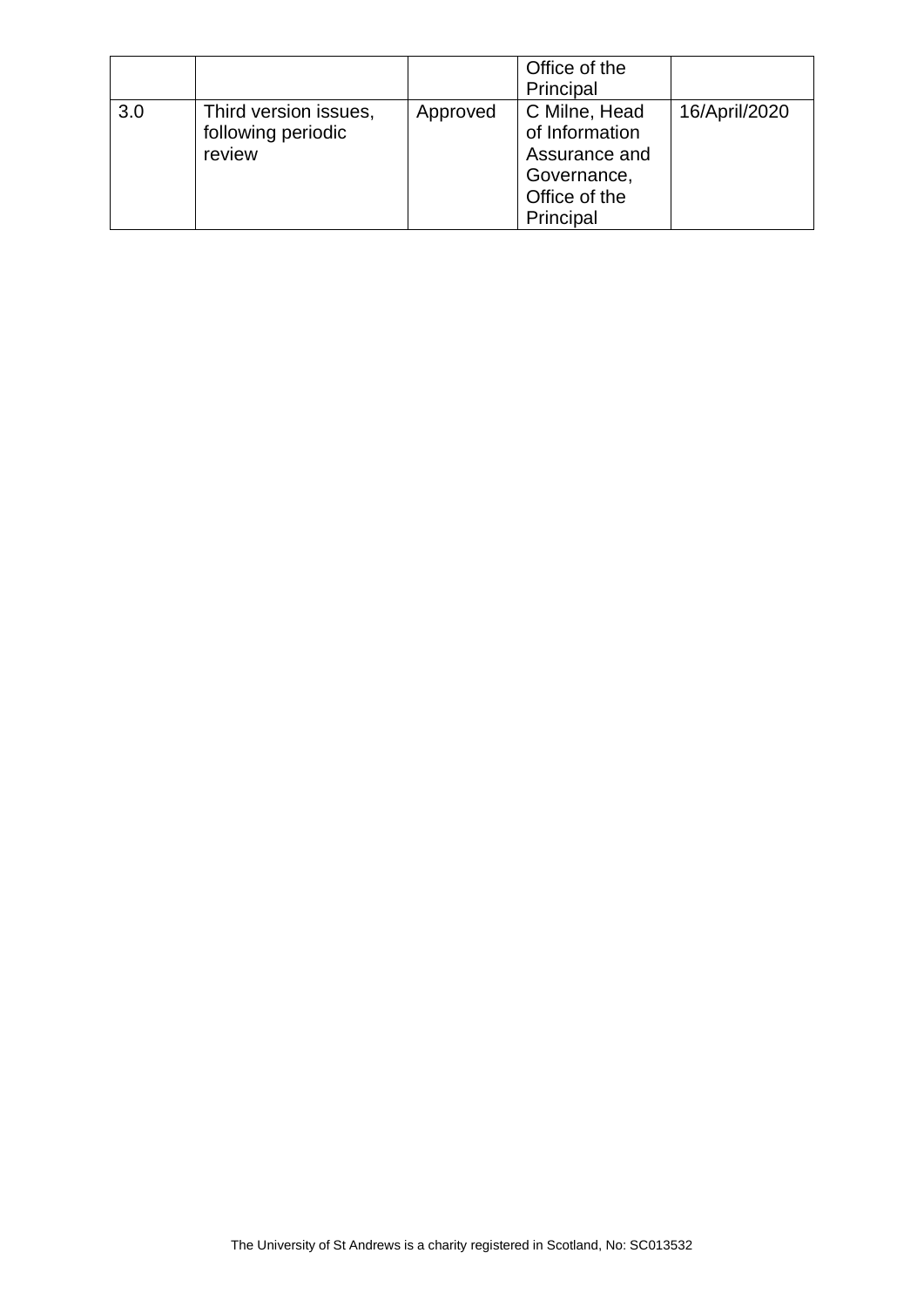| | | | | |
|---|---|---|---|---|
| | | | Office of the Principal | |
| 3.0 | Third version issues, following periodic review | Approved | C Milne, Head of Information Assurance and Governance, Office of the Principal | 16/April/2020 |